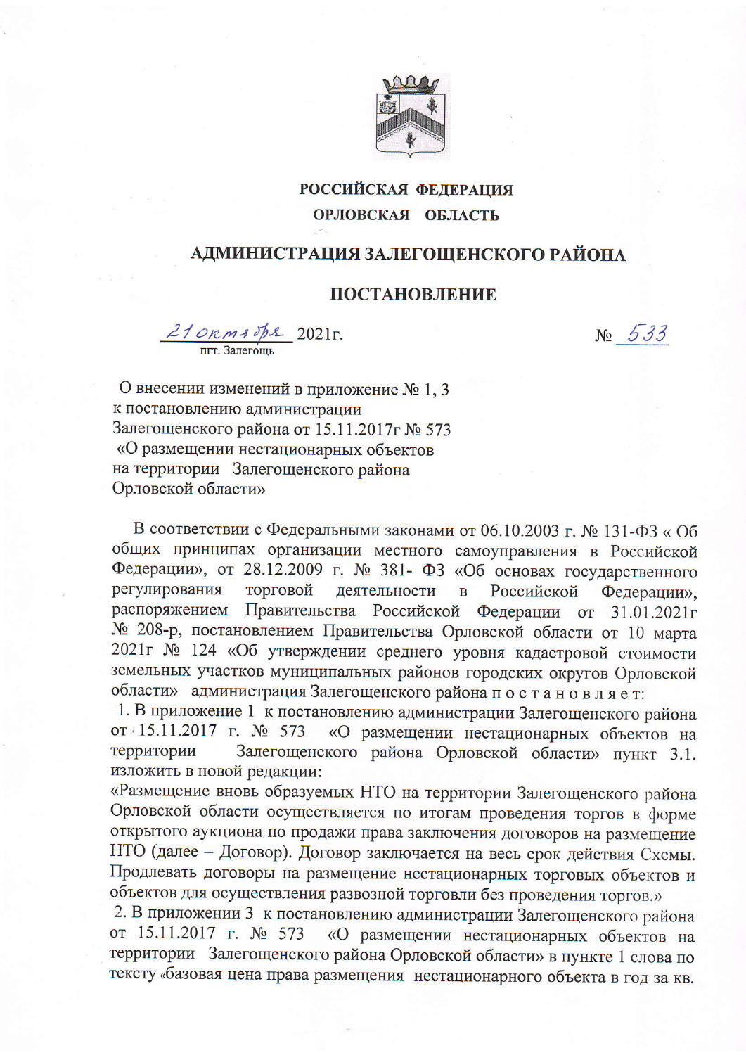**РОССИЙСКАЯ ФЕДЕРАЦИЯ**

**ОРЛОВСКАЯ ОБЛАСТЬ**

# АДМИНИСТРАЦИЯ ЗАЛЕГОЩЕНСКОГО РАЙОНА

## ПОСТАНОВЛЕНИЕ

21 октября 2021г. № 533

пгт. Залегощь

О внесении изменений в приложение № 1, 3 к постановлению администрации Залегощенского района от 15.11.2017г № 573 «О размещении нестационарных объектов на территории Залегощенского района Орловской области»

В соответствии с Федеральными законами от 06.10.2003 г. № 131-ФЗ « Об общих принципах организации местного самоуправления в Российской Федерации», от 28.12.2009 г. № 381- ФЗ «Об основах государственного регулирования торговой деятельности в Российской Федерации», распоряжением Правительства Российской Федерации от 31.01.2021г № 208-р, постановлением Правительства Орловской области от 10 марта 2021г № 124 «Об утверждении среднего уровня кадастровой стоимости земельных участков муниципальных районов городских округов Орловской области» администрация Залегощенского района п о с т а н о в л я е т:

1. В приложение 1 к постановлению администрации Залегощенского района от 15.11.2017 г. № 573 «О размещении нестационарных объектов на территории Залегощенского района Орловской области» пункт 3.1. изложить в новой редакции:

«Размещение вновь образуемых НТО на территории Залегощенского района Орловской области осуществляется по итогам проведения торгов в форме открытого аукциона по продажи права заключения договоров на размещение НТО (далее – Договор). Договор заключается на весь срок действия Схемы. Продлевать договоры на размещение нестационарных торговых объектов и объектов для осуществления развозной торговли без проведения торгов.»

2. В приложении 3 к постановлению администрации Залегощенского района от 15.11.2017 г. № 573 «О размещении нестационарных объектов на территории Залегощенского района Орловской области» в пункте 1 слова по тексту «базовая цена права размещения нестационарного объекта в год за кв.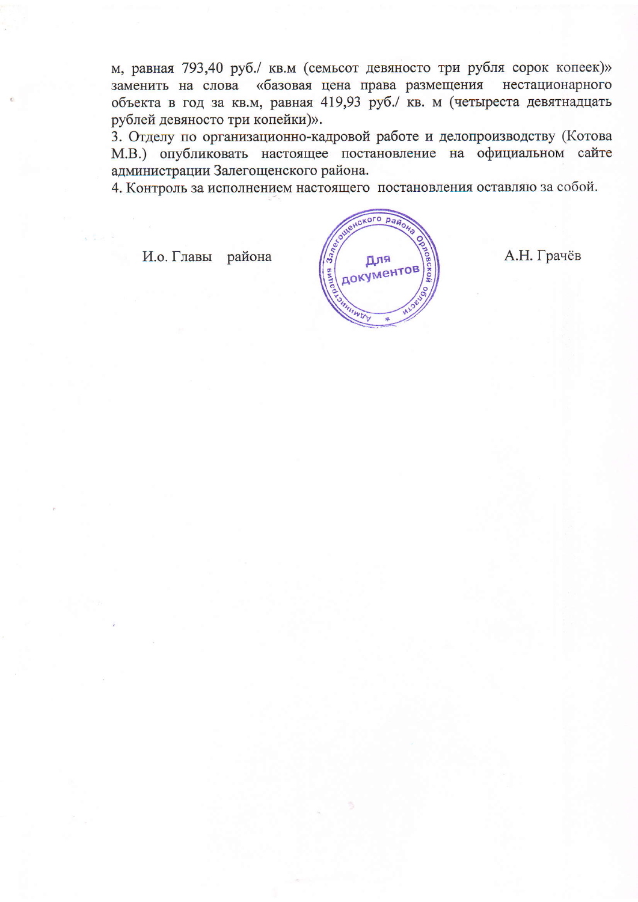м, равная 793,40 руб./ кв.м (семьсот девяносто три рубля сорок копеек)» заменить на слова «базовая цена права размещения нестационарного объекта в год за кв.м, равная 419,93 руб./ кв. м (четыреста девятнадцать рублей девяносто три копейки)».

3. Отделу по организационно-кадровой работе и делопроизводству (Котова М.В.) опубликовать настоящее постановление на официальном сайте администрации Залегощенского района.

4. Контроль за исполнением настоящего постановления оставляю за собой.

И.о. Главы района — А.Н. Грачёв

Администрация Залегощенского района Орловской области. Для документов